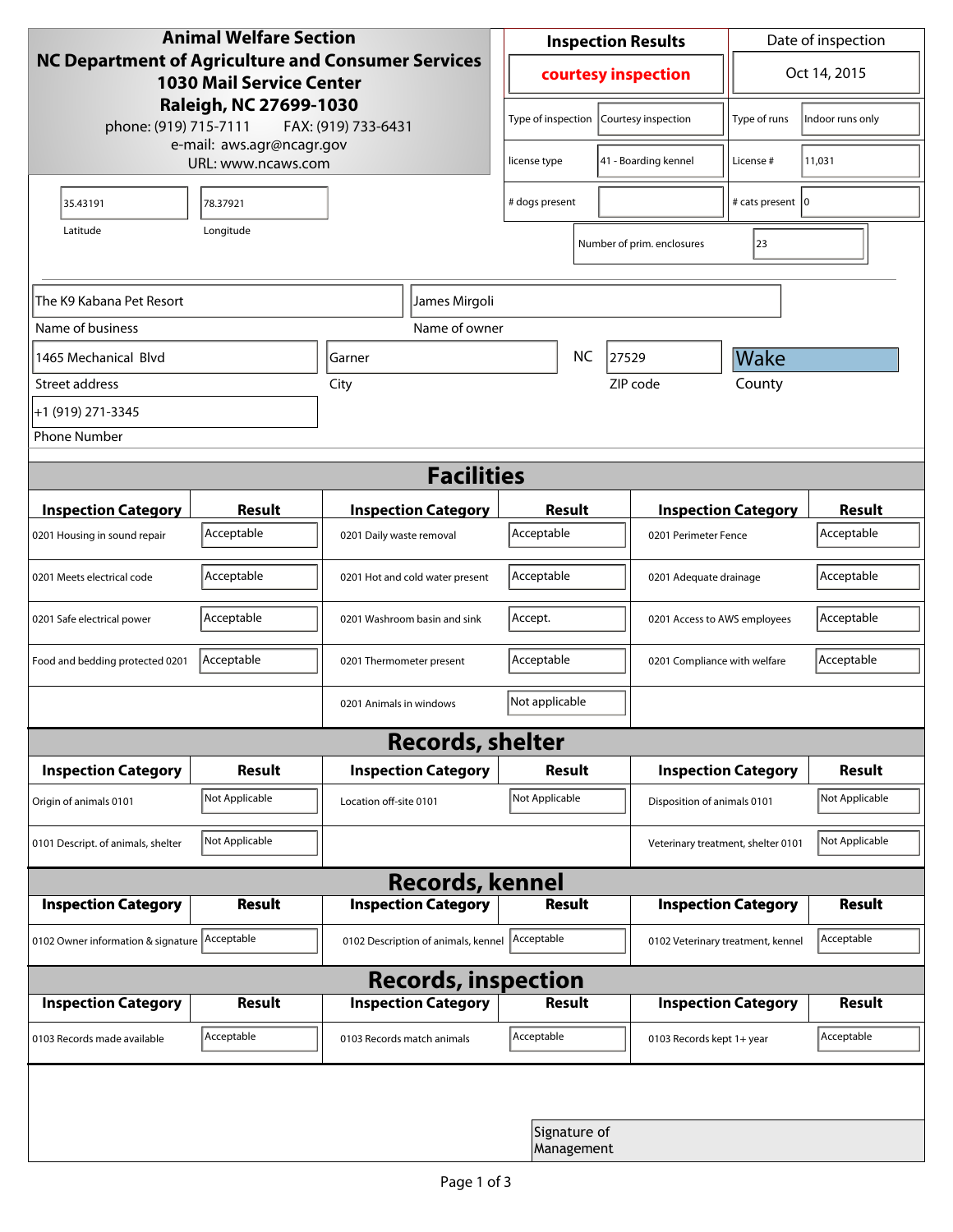**Animal Welfare Section**
**NC Department of Agriculture and Consumer Services**
**1030 Mail Service Center**
**Raleigh, NC 27699-1030**
phone: (919) 715-7111 FAX: (919) 733-6431
e-mail: aws.agr@ncagr.gov
URL: www.ncaws.com

| Inspection Results | Date of inspection |
|---|---|
| courtesy inspection | Oct 14, 2015 |

| | | | |
|---|---|---|---|
| Type of inspection | Courtesy inspection | Type of runs | Indoor runs only |
| license type | 41 - Boarding kennel | License # | 11,031 |
| # dogs present | | # cats present | 0 |
| Number of prim. enclosures | 23 | | |

| Latitude | Longitude |
|---|---|
| 35.43191 | 78.37921 |

| | |
|---|---|
| Name of business | The K9 Kabana Pet Resort |
| Name of owner | James Mirgoli |
| Street address | 1465 Mechanical Blvd |
| City | Garner |
| State | NC |
| ZIP code | 27529 |
| County | Wake |
| Phone Number | +1 (919) 271-3345 |

## Facilities

| Inspection Category | Result | Inspection Category | Result | Inspection Category | Result |
|---|---|---|---|---|---|
| 0201 Housing in sound repair | Acceptable | 0201 Daily waste removal | Acceptable | 0201 Perimeter Fence | Acceptable |
| 0201 Meets electrical code | Acceptable | 0201 Hot and cold water present | Acceptable | 0201 Adequate drainage | Acceptable |
| 0201 Safe electrical power | Acceptable | 0201 Washroom basin and sink | Accept. | 0201 Access to AWS employees | Acceptable |
| Food and bedding protected 0201 | Acceptable | 0201 Thermometer present | Acceptable | 0201 Compliance with welfare | Acceptable |
| | | 0201 Animals in windows | Not applicable | | |

## Records, shelter

| Inspection Category | Result | Inspection Category | Result | Inspection Category | Result |
|---|---|---|---|---|---|
| Origin of animals 0101 | Not Applicable | Location off-site 0101 | Not Applicable | Disposition of animals 0101 | Not Applicable |
| 0101 Descript. of animals, shelter | Not Applicable | | | Veterinary treatment, shelter 0101 | Not Applicable |

## Records, kennel

| Inspection Category | Result | Inspection Category | Result | Inspection Category | Result |
|---|---|---|---|---|---|
| 0102 Owner information & signature | Acceptable | 0102 Description of animals, kennel | Acceptable | 0102 Veterinary treatment, kennel | Acceptable |

## Records, inspection

| Inspection Category | Result | Inspection Category | Result | Inspection Category | Result |
|---|---|---|---|---|---|
| 0103 Records made available | Acceptable | 0103 Records match animals | Acceptable | 0103 Records kept 1+ year | Acceptable |

Signature of Management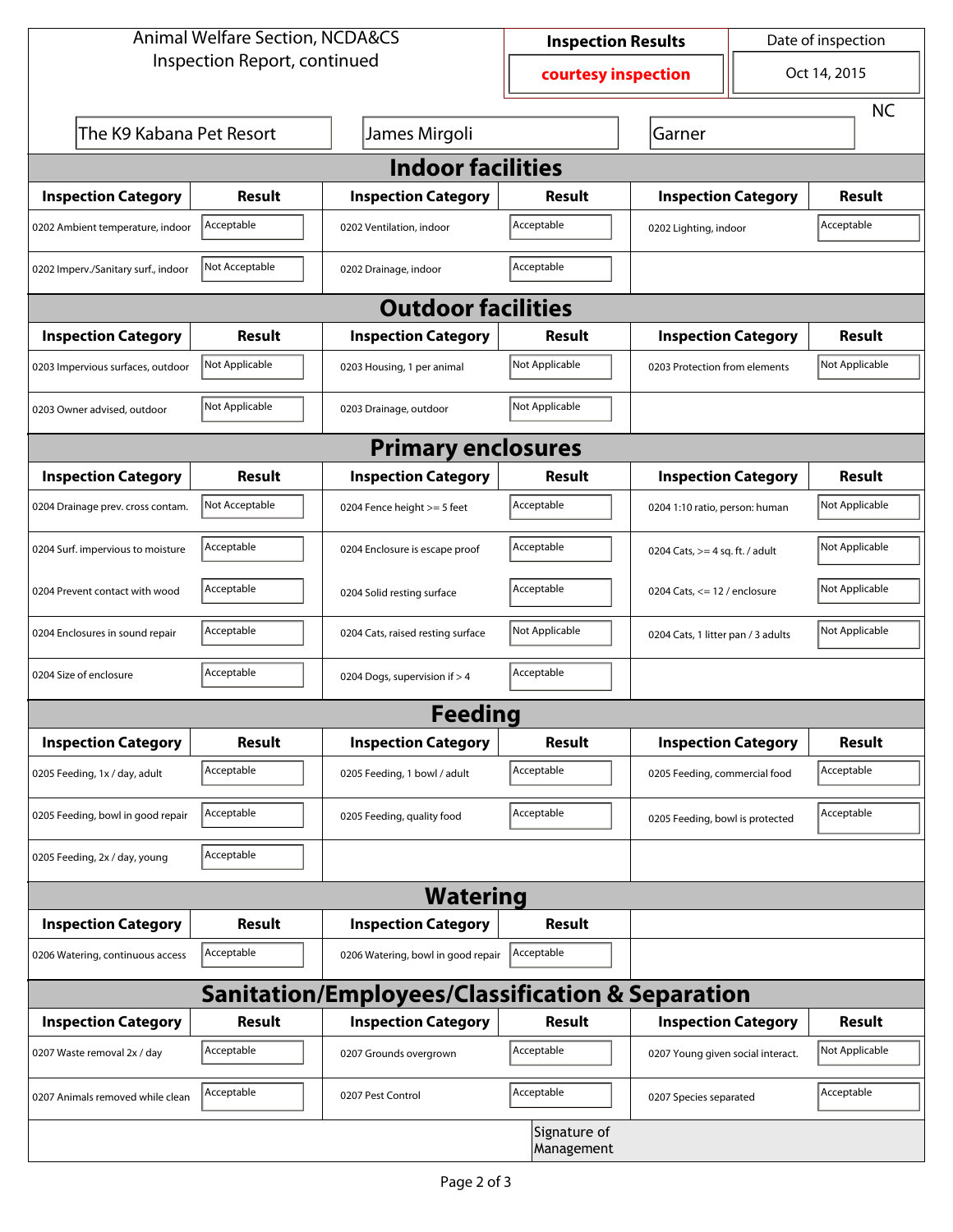Animal Welfare Section, NCDA&CS
Inspection Report, continued

| Inspection Results | Date of inspection |
| --- | --- |
| courtesy inspection | Oct 14, 2015 |

The K9 Kabana Pet Resort | James Mirgoli | Garner | NC

## Indoor facilities

| Inspection Category | Result | Inspection Category | Result | Inspection Category | Result |
| --- | --- | --- | --- | --- | --- |
| 0202 Ambient temperature, indoor | Acceptable | 0202 Ventilation, indoor | Acceptable | 0202 Lighting, indoor | Acceptable |
| 0202 Imperv./Sanitary surf., indoor | Not Acceptable | 0202 Drainage, indoor | Acceptable | | |

## Outdoor facilities

| Inspection Category | Result | Inspection Category | Result | Inspection Category | Result |
| --- | --- | --- | --- | --- | --- |
| 0203 Impervious surfaces, outdoor | Not Applicable | 0203 Housing, 1 per animal | Not Applicable | 0203 Protection from elements | Not Applicable |
| 0203 Owner advised, outdoor | Not Applicable | 0203 Drainage, outdoor | Not Applicable | | |

## Primary enclosures

| Inspection Category | Result | Inspection Category | Result | Inspection Category | Result |
| --- | --- | --- | --- | --- | --- |
| 0204 Drainage prev. cross contam. | Not Acceptable | 0204 Fence height >= 5 feet | Acceptable | 0204 1:10 ratio, person: human | Not Applicable |
| 0204 Surf. impervious to moisture | Acceptable | 0204 Enclosure is escape proof | Acceptable | 0204 Cats, >= 4 sq. ft. / adult | Not Applicable |
| 0204 Prevent contact with wood | Acceptable | 0204 Solid resting surface | Acceptable | 0204 Cats, <= 12 / enclosure | Not Applicable |
| 0204 Enclosures in sound repair | Acceptable | 0204 Cats, raised resting surface | Not Applicable | 0204 Cats, 1 litter pan / 3 adults | Not Applicable |
| 0204 Size of enclosure | Acceptable | 0204 Dogs, supervision if > 4 | Acceptable | | |

## Feeding

| Inspection Category | Result | Inspection Category | Result | Inspection Category | Result |
| --- | --- | --- | --- | --- | --- |
| 0205 Feeding, 1x / day, adult | Acceptable | 0205 Feeding, 1 bowl / adult | Acceptable | 0205 Feeding, commercial food | Acceptable |
| 0205 Feeding, bowl in good repair | Acceptable | 0205 Feeding, quality food | Acceptable | 0205 Feeding, bowl is protected | Acceptable |
| 0205 Feeding, 2x / day, young | Acceptable | | | | |

## Watering

| Inspection Category | Result | Inspection Category | Result |
| --- | --- | --- | --- |
| 0206 Watering, continuous access | Acceptable | 0206 Watering, bowl in good repair | Acceptable |

## Sanitation/Employees/Classification & Separation

| Inspection Category | Result | Inspection Category | Result | Inspection Category | Result |
| --- | --- | --- | --- | --- | --- |
| 0207 Waste removal 2x / day | Acceptable | 0207 Grounds overgrown | Acceptable | 0207 Young given social interact. | Not Applicable |
| 0207 Animals removed while clean | Acceptable | 0207 Pest Control | Acceptable | 0207 Species separated | Acceptable |

Signature of Management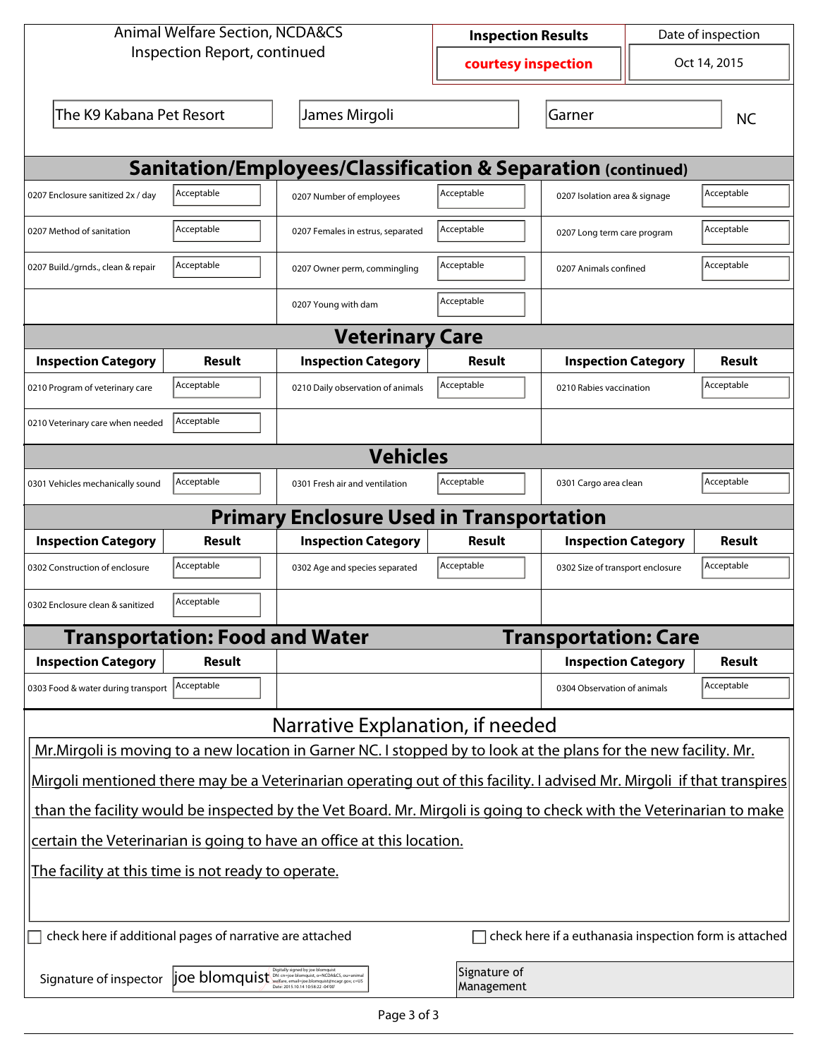Animal Welfare Section, NCDA&CS
Inspection Report, continued

| Inspection Results | Date of inspection |
|---|---|
| courtesy inspection | Oct 14, 2015 |

The K9 Kabana Pet Resort | James Mirgoli | Garner | NC

## Sanitation/Employees/Classification & Separation (continued)

| | | | | | |
|---|---|---|---|---|---|
| 0207 Enclosure sanitized 2x / day | Acceptable | 0207 Number of employees | Acceptable | 0207 Isolation area & signage | Acceptable |
| 0207 Method of sanitation | Acceptable | 0207 Females in estrus, separated | Acceptable | 0207 Long term care program | Acceptable |
| 0207 Build./grnds., clean & repair | Acceptable | 0207 Owner perm, commingling | Acceptable | 0207 Animals confined | Acceptable |
| | | 0207 Young with dam | Acceptable | | |

## Veterinary Care

| Inspection Category | Result | Inspection Category | Result | Inspection Category | Result |
|---|---|---|---|---|---|
| 0210 Program of veterinary care | Acceptable | 0210 Daily observation of animals | Acceptable | 0210 Rabies vaccination | Acceptable |
| 0210 Veterinary care when needed | Acceptable | | | | |

## Vehicles

| | | | | | |
|---|---|---|---|---|---|
| 0301 Vehicles mechanically sound | Acceptable | 0301 Fresh air and ventilation | Acceptable | 0301 Cargo area clean | Acceptable |

## Primary Enclosure Used in Transportation

| Inspection Category | Result | Inspection Category | Result | Inspection Category | Result |
|---|---|---|---|---|---|
| 0302 Construction of enclosure | Acceptable | 0302 Age and species separated | Acceptable | 0302 Size of transport enclosure | Acceptable |
| 0302 Enclosure clean & sanitized | Acceptable | | | | |

## Transportation: Food and Water

| Inspection Category | Result |
|---|---|
| 0303 Food & water during transport | Acceptable |

## Transportation: Care

| Inspection Category | Result |
|---|---|
| 0304 Observation of animals | Acceptable |

## Narrative Explanation, if needed

Mr.Mirgoli is moving to a new location in Garner NC. I stopped by to look at the plans for the new facility. Mr. Mirgoli mentioned there may be a Veterinarian operating out of this facility. I advised Mr. Mirgoli if that transpires than the facility would be inspected by the Vet Board. Mr. Mirgoli is going to check with the Veterinarian to make certain the Veterinarian is going to have an office at this location.

The facility at this time is not ready to operate.

☐ check here if additional pages of narrative are attached

☐ check here if a euthanasia inspection form is attached

Signature of inspector: joe blomquist (Digitally signed by joe blomquist DN: cn=joe blomquist, o=NCDA&CS, ou=animal welfare, email=joe.blomquist@ncagr.gov, c=US Date: 2015.10.14 10:58:22 -04'00')

Signature of Management: